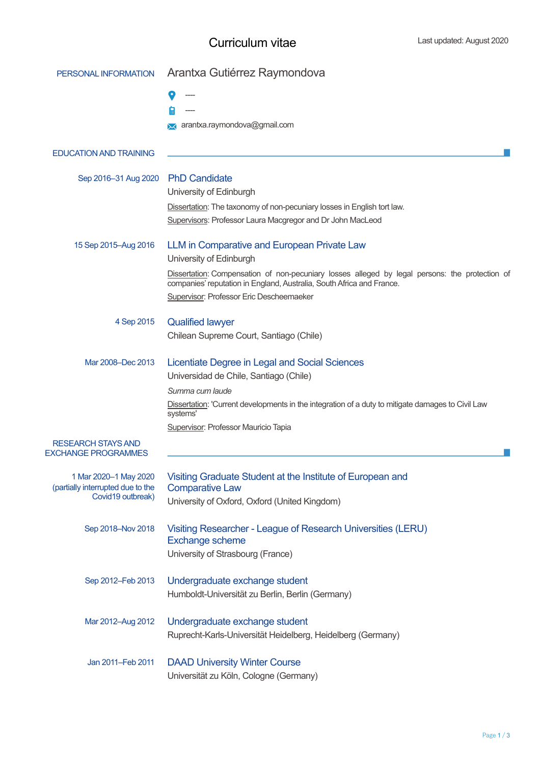# Curriculum vitae

Last updated: August 2020

## PERSONAL INFORMATION

**Arantxa Gutiérrez Raymondova**

- ----
- ----
- arantxa.raymondova@gmail.com

## EDUCATION AND TRAINING

**Sep 2016–31 Aug 2020**

### PhD Candidate

University of Edinburgh

Dissertation: The taxonomy of non-pecuniary losses in English tort law.

Supervisors: Professor Laura Macgregor and Dr John MacLeod

**15 Sep 2015–Aug 2016**

### LLM in Comparative and European Private Law

University of Edinburgh

Dissertation: Compensation of non-pecuniary losses alleged by legal persons: the protection of companies' reputation in England, Australia, South Africa and France.

Supervisor: Professor Eric Descheemaeker

**4 Sep 2015**

### Qualified lawyer

Chilean Supreme Court, Santiago (Chile)

**Mar 2008–Dec 2013**

### Licentiate Degree in Legal and Social Sciences

Universidad de Chile, Santiago (Chile)

*Summa cum laude*

Dissertation: 'Current developments in the integration of a duty to mitigate damages to Civil Law systems'

Supervisor: Professor Mauricio Tapia

## RESEARCH STAYS AND EXCHANGE PROGRAMMES

**1 Mar 2020–1 May 2020 (partially interrupted due to the Covid19 outbreak)**

### Visiting Graduate Student at the Institute of European and Comparative Law

University of Oxford, Oxford (United Kingdom)

**Sep 2018–Nov 2018**

### Visiting Researcher - League of Research Universities (LERU) Exchange scheme

University of Strasbourg (France)

**Sep 2012–Feb 2013**

### Undergraduate exchange student

Humboldt-Universität zu Berlin, Berlin (Germany)

**Mar 2012–Aug 2012**

### Undergraduate exchange student

Ruprecht-Karls-Universität Heidelberg, Heidelberg (Germany)

**Jan 2011–Feb 2011**

### DAAD University Winter Course

Universität zu Köln, Cologne (Germany)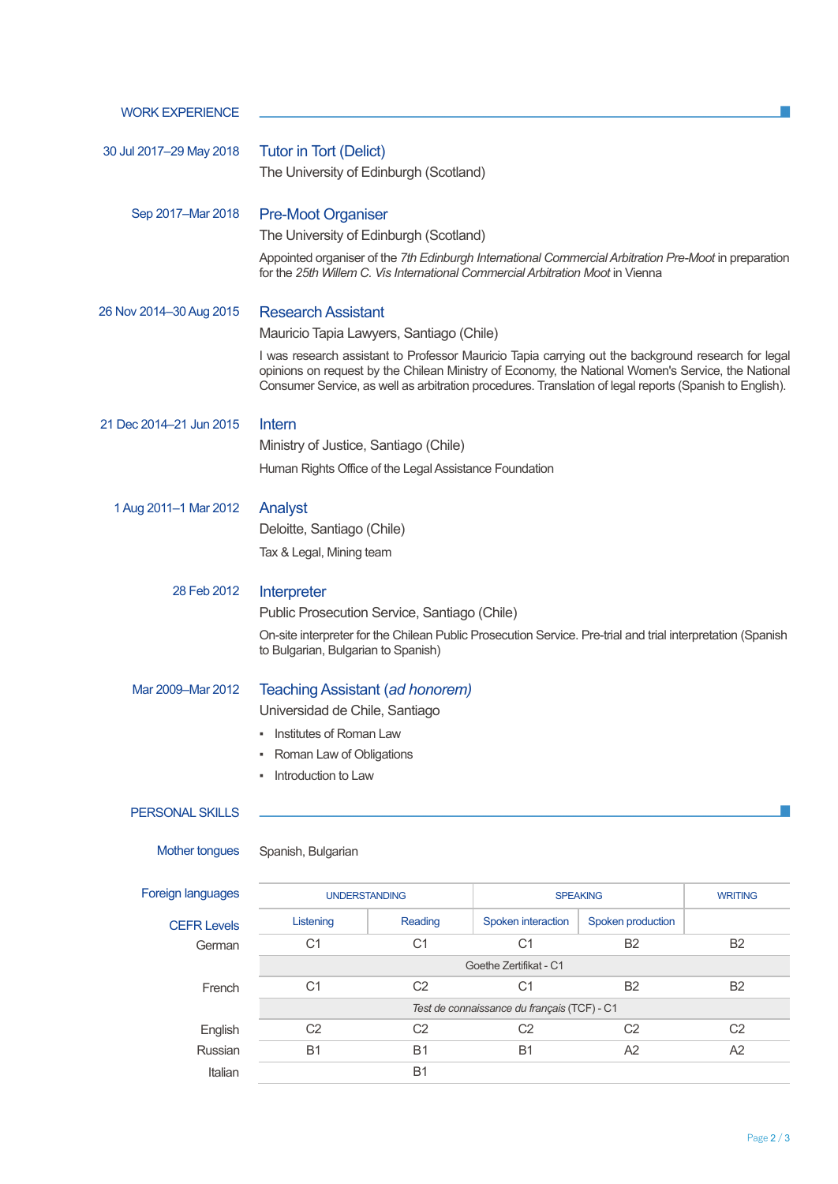## WORK EXPERIENCE

**30 Jul 2017–29 May 2018**

### Tutor in Tort (Delict)

The University of Edinburgh (Scotland)

**Sep 2017–Mar 2018**

### Pre-Moot Organiser

The University of Edinburgh (Scotland)

Appointed organiser of the *7th Edinburgh International Commercial Arbitration Pre-Moot* in preparation for the *25th Willem C. Vis International Commercial Arbitration Moot* in Vienna

**26 Nov 2014–30 Aug 2015**

### Research Assistant

Mauricio Tapia Lawyers, Santiago (Chile)

I was research assistant to Professor Mauricio Tapia carrying out the background research for legal opinions on request by the Chilean Ministry of Economy, the National Women's Service, the National Consumer Service, as well as arbitration procedures. Translation of legal reports (Spanish to English).

**21 Dec 2014–21 Jun 2015**

### Intern

Ministry of Justice, Santiago (Chile)

Human Rights Office of the Legal Assistance Foundation

**1 Aug 2011–1 Mar 2012**

### Analyst

Deloitte, Santiago (Chile)

Tax & Legal, Mining team

**28 Feb 2012**

### Interpreter

Public Prosecution Service, Santiago (Chile)

On-site interpreter for the Chilean Public Prosecution Service. Pre-trial and trial interpretation (Spanish to Bulgarian, Bulgarian to Spanish)

**Mar 2009–Mar 2012**

### Teaching Assistant (*ad honorem)*

Universidad de Chile, Santiago

- Institutes of Roman Law
- Roman Law of Obligations
- Introduction to Law

## PERSONAL SKILLS

**Mother tongues**

Spanish, Bulgarian

**Foreign languages**

| CEFR Levels | UNDERSTANDING | | SPEAKING | | WRITING |
|---|---|---|---|---|---|
| | Listening | Reading | Spoken interaction | Spoken production | |
| German | C1 | C1 | C1 | B2 | B2 |
| | Goethe Zertifikat - C1 | | | | |
| French | C1 | C2 | C1 | B2 | B2 |
| | *Test de connaissance du français* (TCF) - C1 | | | | |
| English | C2 | C2 | C2 | C2 | C2 |
| Russian | B1 | B1 | B1 | A2 | A2 |
| Italian | | B1 | | | |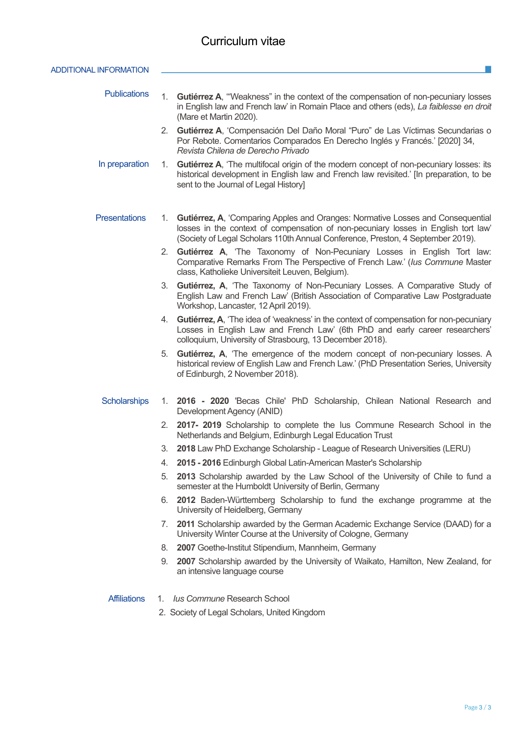# Curriculum vitae

## ADDITIONAL INFORMATION

### Publications

1. **Gutiérrez A**, '"Weakness" in the context of the compensation of non-pecuniary losses in English law and French law' in Romain Place and others (eds), *La faiblesse en droit* (Mare et Martin 2020).
2. **Gutiérrez A**, 'Compensación Del Daño Moral "Puro" de Las Víctimas Secundarias o Por Rebote. Comentarios Comparados En Derecho Inglés y Francés.' [2020] 34, *Revista Chilena de Derecho Privado*

### In preparation

1. **Gutiérrez A**, 'The multifocal origin of the modern concept of non-pecuniary losses: its historical development in English law and French law revisited.' [In preparation, to be sent to the Journal of Legal History]

### Presentations

1. **Gutiérrez, A**, 'Comparing Apples and Oranges: Normative Losses and Consequential losses in the context of compensation of non-pecuniary losses in English tort law' (Society of Legal Scholars 110th Annual Conference, Preston, 4 September 2019).
2. **Gutiérrez A**, 'The Taxonomy of Non-Pecuniary Losses in English Tort law: Comparative Remarks From The Perspective of French Law.' (*Ius Commune* Master class, Katholieke Universiteit Leuven, Belgium).
3. **Gutiérrez, A**, 'The Taxonomy of Non-Pecuniary Losses. A Comparative Study of English Law and French Law' (British Association of Comparative Law Postgraduate Workshop, Lancaster, 12 April 2019).
4. **Gutiérrez, A**, 'The idea of 'weakness' in the context of compensation for non-pecuniary Losses in English Law and French Law' (6th PhD and early career researchers' colloquium, University of Strasbourg, 13 December 2018).
5. **Gutiérrez, A**, 'The emergence of the modern concept of non-pecuniary losses. A historical review of English Law and French Law.' (PhD Presentation Series, University of Edinburgh, 2 November 2018).

### Scholarships

1. **2016 - 2020** 'Becas Chile' PhD Scholarship, Chilean National Research and Development Agency (ANID)
2. **2017- 2019** Scholarship to complete the Ius Commune Research School in the Netherlands and Belgium, Edinburgh Legal Education Trust
3. **2018** Law PhD Exchange Scholarship - League of Research Universities (LERU)
4. **2015 - 2016** Edinburgh Global Latin-American Master's Scholarship
5. **2013** Scholarship awarded by the Law School of the University of Chile to fund a semester at the Humboldt University of Berlin, Germany
6. **2012** Baden-Württemberg Scholarship to fund the exchange programme at the University of Heidelberg, Germany
7. **2011** Scholarship awarded by the German Academic Exchange Service (DAAD) for a University Winter Course at the University of Cologne, Germany
8. **2007** Goethe-Institut Stipendium, Mannheim, Germany
9. **2007** Scholarship awarded by the University of Waikato, Hamilton, New Zealand, for an intensive language course

### Affiliations

1. *Ius Commune* Research School
2. Society of Legal Scholars, United Kingdom